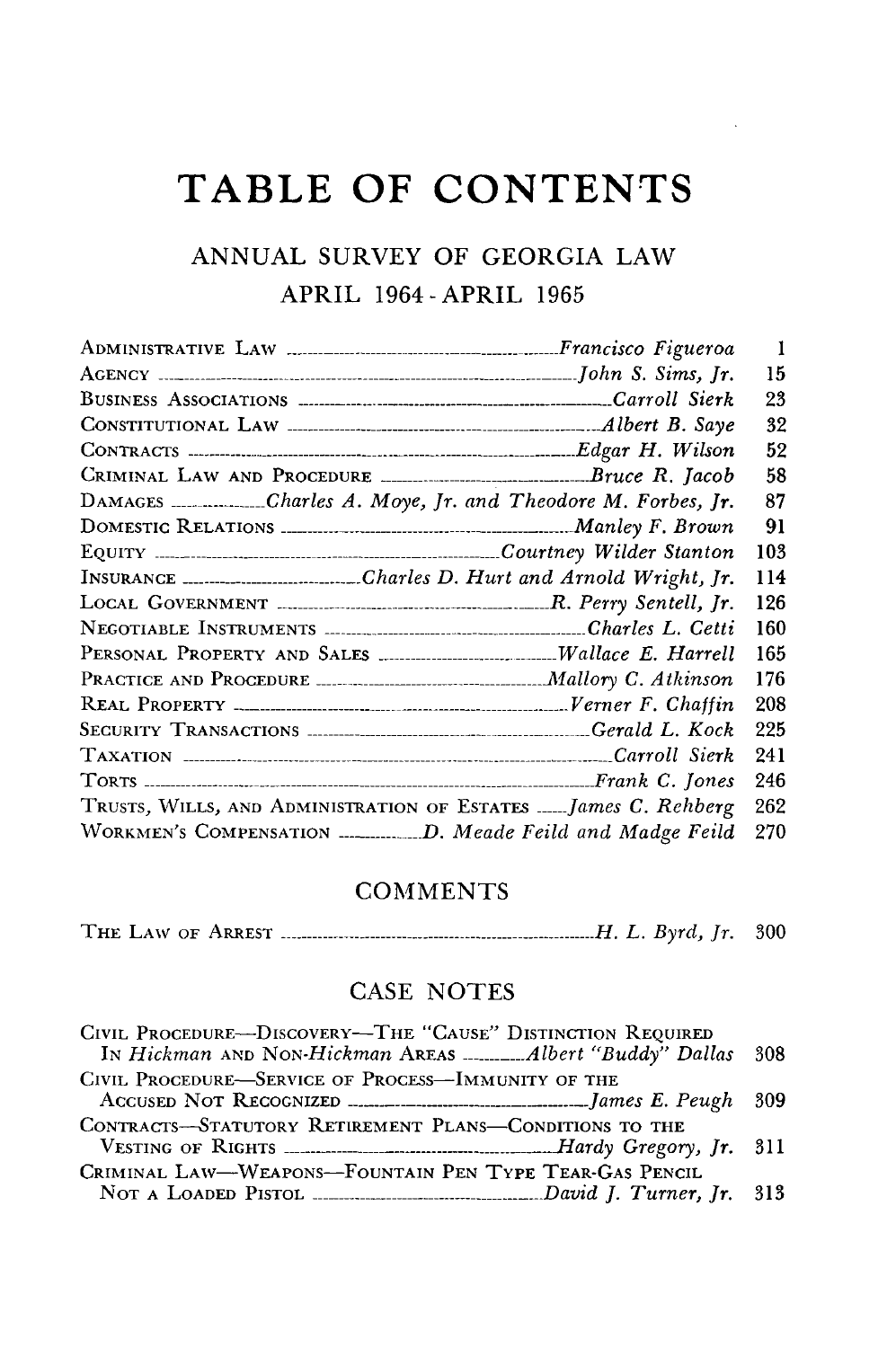# TABLE OF CONTENTS

## ANNUAL SURVEY OF GEORGIA LAW

### APRIL 1964 - APRIL 1965

| | | |
|---|---|---|
| ADMINISTRATIVE LAW | *Francisco Figueroa* | 1 |
| AGENCY | *John S. Sims, Jr.* | 15 |
| BUSINESS ASSOCIATIONS | *Carroll Sierk* | 23 |
| CONSTITUTIONAL LAW | *Albert B. Saye* | 32 |
| CONTRACTS | *Edgar H. Wilson* | 52 |
| CRIMINAL LAW AND PROCEDURE | *Bruce R. Jacob* | 58 |
| DAMAGES | *Charles A. Moye, Jr. and Theodore M. Forbes, Jr.* | 87 |
| DOMESTIC RELATIONS | *Manley F. Brown* | 91 |
| EQUITY | *Courtney Wilder Stanton* | 103 |
| INSURANCE | *Charles D. Hurt and Arnold Wright, Jr.* | 114 |
| LOCAL GOVERNMENT | *R. Perry Sentell, Jr.* | 126 |
| NEGOTIABLE INSTRUMENTS | *Charles L. Cetti* | 160 |
| PERSONAL PROPERTY AND SALES | *Wallace E. Harrell* | 165 |
| PRACTICE AND PROCEDURE | *Mallory C. Atkinson* | 176 |
| REAL PROPERTY | *Verner F. Chaffin* | 208 |
| SECURITY TRANSACTIONS | *Gerald L. Kock* | 225 |
| TAXATION | *Carroll Sierk* | 241 |
| TORTS | *Frank C. Jones* | 246 |
| TRUSTS, WILLS, AND ADMINISTRATION OF ESTATES | *James C. Rehberg* | 262 |
| WORKMEN'S COMPENSATION | *D. Meade Feild and Madge Feild* | 270 |

## COMMENTS

| | | |
|---|---|---|
| THE LAW OF ARREST | *H. L. Byrd, Jr.* | 300 |

## CASE NOTES

| | | |
|---|---|---|
| CIVIL PROCEDURE—DISCOVERY—THE "CAUSE" DISTINCTION REQUIRED IN *Hickman* AND NON-*Hickman* AREAS | *Albert "Buddy" Dallas* | 308 |
| CIVIL PROCEDURE—SERVICE OF PROCESS—IMMUNITY OF THE ACCUSED NOT RECOGNIZED | *James E. Peugh* | 309 |
| CONTRACTS—STATUTORY RETIREMENT PLANS—CONDITIONS TO THE VESTING OF RIGHTS | *Hardy Gregory, Jr.* | 311 |
| CRIMINAL LAW—WEAPONS—FOUNTAIN PEN TYPE TEAR-GAS PENCIL NOT A LOADED PISTOL | *David J. Turner, Jr.* | 313 |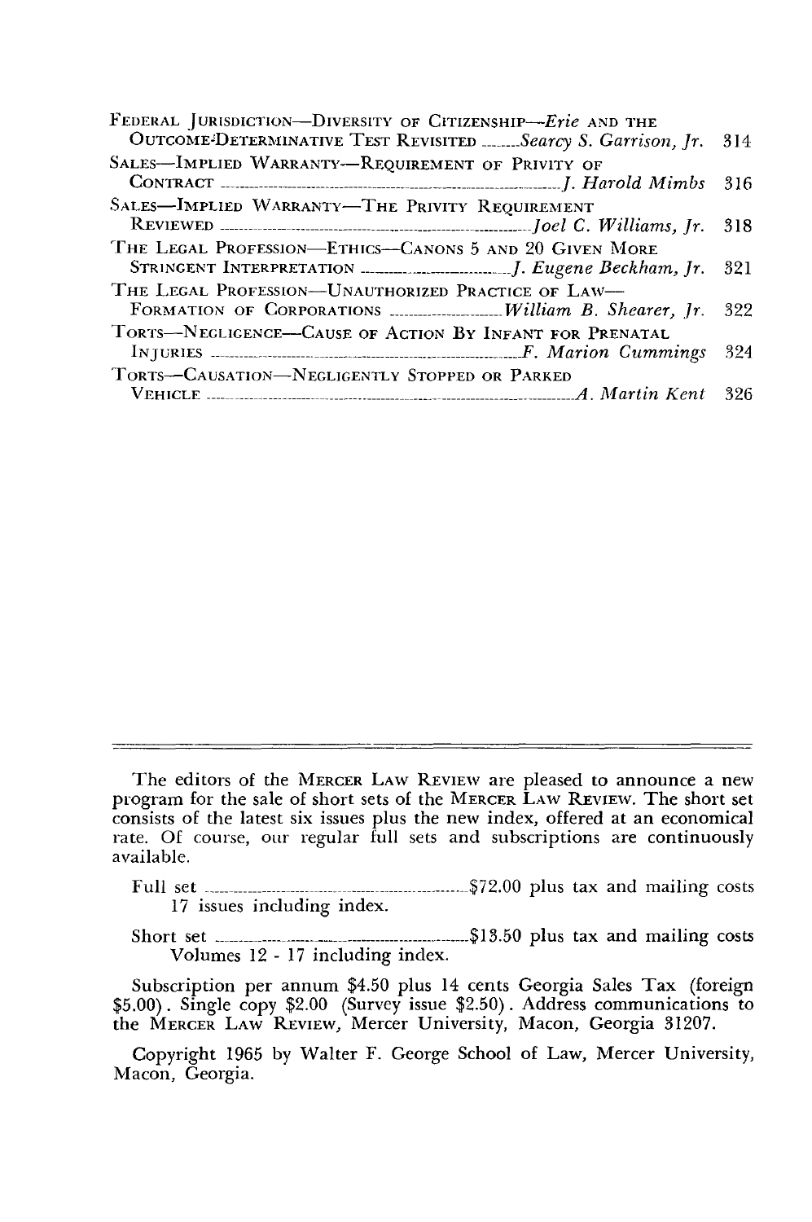FEDERAL JURISDICTION—DIVERSITY OF CITIZENSHIP—*Erie* AND THE OUTCOME-DETERMINATIVE TEST REVISITED ........ *Searcy S. Garrison, Jr.* 314

SALES—IMPLIED WARRANTY—REQUIREMENT OF PRIVITY OF CONTRACT ........ *J. Harold Mimbs* 316

SALES—IMPLIED WARRANTY—THE PRIVITY REQUIREMENT REVIEWED ........ *Joel C. Williams, Jr.* 318

THE LEGAL PROFESSION—ETHICS—CANONS 5 AND 20 GIVEN MORE STRINGENT INTERPRETATION ........ *J. Eugene Beckham, Jr.* 321

THE LEGAL PROFESSION—UNAUTHORIZED PRACTICE OF LAW—FORMATION OF CORPORATIONS ........ *William B. Shearer, Jr.* 322

TORTS—NEGLIGENCE—CAUSE OF ACTION BY INFANT FOR PRENATAL INJURIES ........ *F. Marion Cummings* 324

TORTS—CAUSATION—NEGLIGENTLY STOPPED OR PARKED VEHICLE ........ *A. Martin Kent* 326

---

The editors of the MERCER LAW REVIEW are pleased to announce a new program for the sale of short sets of the MERCER LAW REVIEW. The short set consists of the latest six issues plus the new index, offered at an economical rate. Of course, our regular full sets and subscriptions are continuously available.

Full set ........ $72.00 plus tax and mailing costs
17 issues including index.

Short set ........ $13.50 plus tax and mailing costs
Volumes 12 - 17 including index.

Subscription per annum $4.50 plus 14 cents Georgia Sales Tax (foreign $5.00). Single copy $2.00 (Survey issue $2.50). Address communications to the MERCER LAW REVIEW, Mercer University, Macon, Georgia 31207.

Copyright 1965 by Walter F. George School of Law, Mercer University, Macon, Georgia.